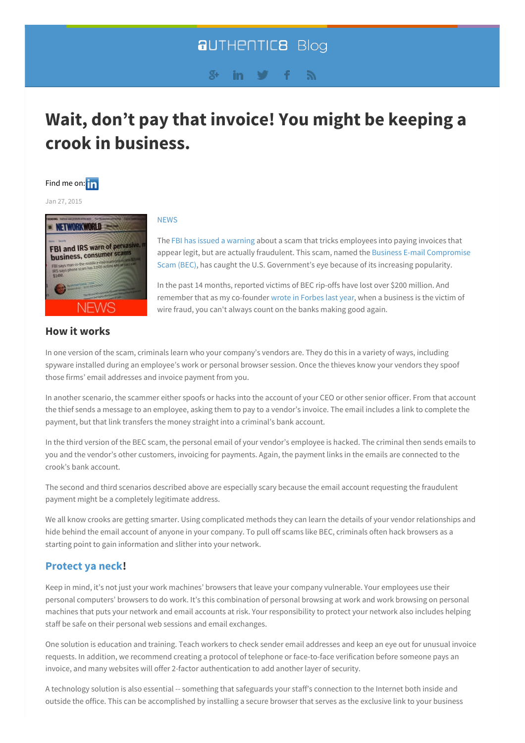# Wait, don't pay that invoice! You might be keeping a crook in business.

Find me on:

Jan 27, 2015

NEWS

The FBI has issued a warning about a scam that tricks employees into paying invoices that appear legit, but are actually fraudulent. This scam, named the Business E-mail Compromise Scam (BEC), has caught the U.S. Government's eye because of its increasing popularity.

In the past 14 months, reported victims of BEC rip-offs have lost over $200 million. And remember that as my co-founder wrote in Forbes last year, when a business is the victim of wire fraud, you can't always count on the banks making good again.

## How it works

In one version of the scam, criminals learn who your company's vendors are. They do this in a variety of ways, including spyware installed during an employee's work or personal browser session. Once the thieves know your vendors they spoof those firms' email addresses and invoice payment from you.

In another scenario, the scammer either spoofs or hacks into the account of your CEO or other senior officer. From that account the thief sends a message to an employee, asking them to pay to a vendor's invoice. The email includes a link to complete the payment, but that link transfers the money straight into a criminal's bank account.

In the third version of the BEC scam, the personal email of your vendor's employee is hacked. The criminal then sends emails to you and the vendor's other customers, invoicing for payments. Again, the payment links in the emails are connected to the crook's bank account.

The second and third scenarios described above are especially scary because the email account requesting the fraudulent payment might be a completely legitimate address.

We all know crooks are getting smarter. Using complicated methods they can learn the details of your vendor relationships and hide behind the email account of anyone in your company. To pull off scams like BEC, criminals often hack browsers as a starting point to gain information and slither into your network.

## Protect ya neck!

Keep in mind, it's not just your work machines' browsers that leave your company vulnerable. Your employees use their personal computers' browsers to do work. It's this combination of personal browsing at work and work browsing on personal machines that puts your network and email accounts at risk. Your responsibility to protect your network also includes helping staff be safe on their personal web sessions and email exchanges.

One solution is education and training. Teach workers to check sender email addresses and keep an eye out for unusual invoice requests. In addition, we recommend creating a protocol of telephone or face-to-face verification before someone pays an invoice, and many websites will offer 2-factor authentication to add another layer of security.

A technology solution is also essential -- something that safeguards your staff's connection to the Internet both inside and outside the office. This can be accomplished by installing a secure browser that serves as the exclusive link to your business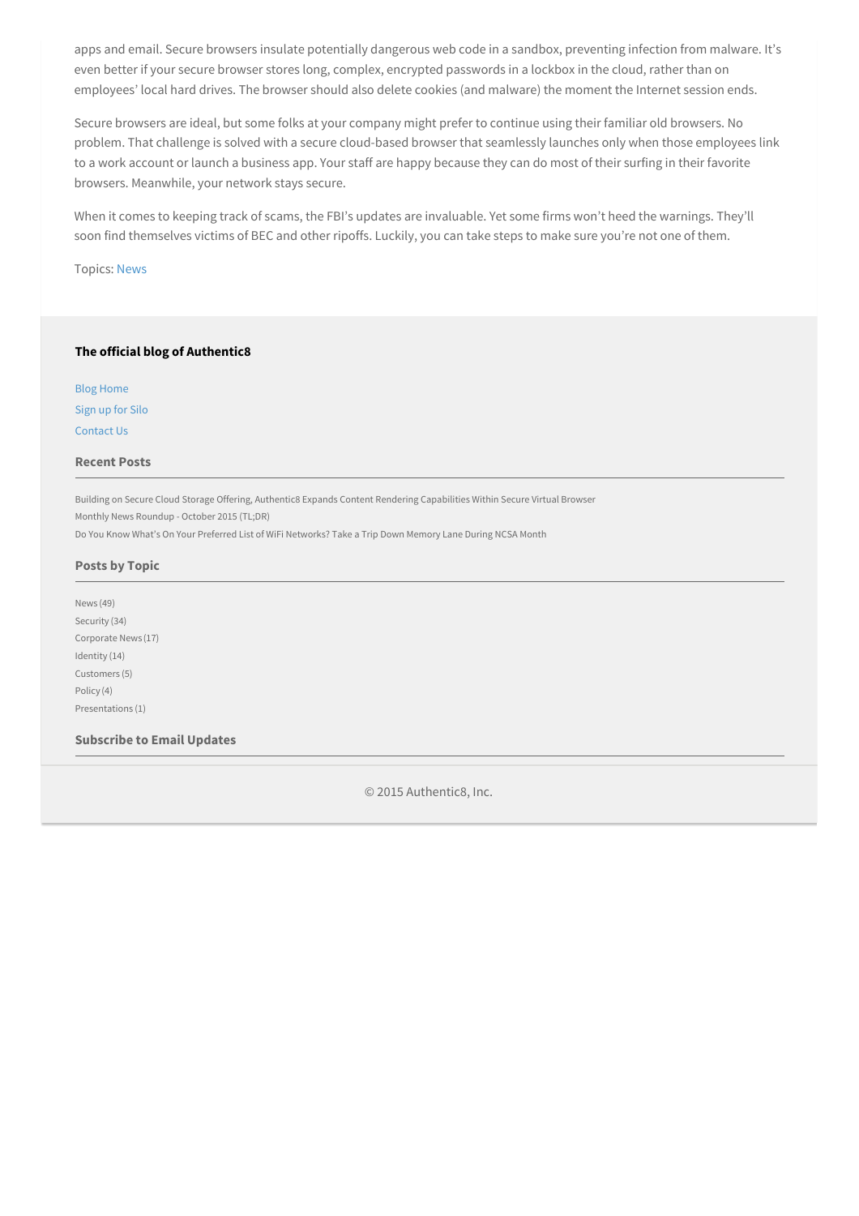apps and email. Secure browsers insulate potentially dangerous web code in a sandbox, preventing infection from malware. It's even better if your secure browser stores long, complex, encrypted passwords in a lockbox in the cloud, rather than on employees' local hard drives. The browser should also delete cookies (and malware) the moment the Internet session ends.

Secure browsers are ideal, but some folks at your company might prefer to continue using their familiar old browsers. No problem. That challenge is solved with a secure cloud-based browser that seamlessly launches only when those employees link to a work account or launch a business app. Your staff are happy because they can do most of their surfing in their favorite browsers. Meanwhile, your network stays secure.

When it comes to keeping track of scams, the FBI's updates are invaluable. Yet some firms won't heed the warnings. They'll soon find themselves victims of BEC and other ripoffs. Luckily, you can take steps to make sure you're not one of them.

Topics: News

**The official blog of Authentic8**

Blog Home
Sign up for Silo
Contact Us

### Recent Posts

Building on Secure Cloud Storage Offering, Authentic8 Expands Content Rendering Capabilities Within Secure Virtual Browser
Monthly News Roundup - October 2015 (TL;DR)
Do You Know What's On Your Preferred List of WiFi Networks? Take a Trip Down Memory Lane During NCSA Month

### Posts by Topic

News (49)
Security (34)
Corporate News (17)
Identity (14)
Customers (5)
Policy (4)
Presentations (1)

### Subscribe to Email Updates

© 2015 Authentic8, Inc.